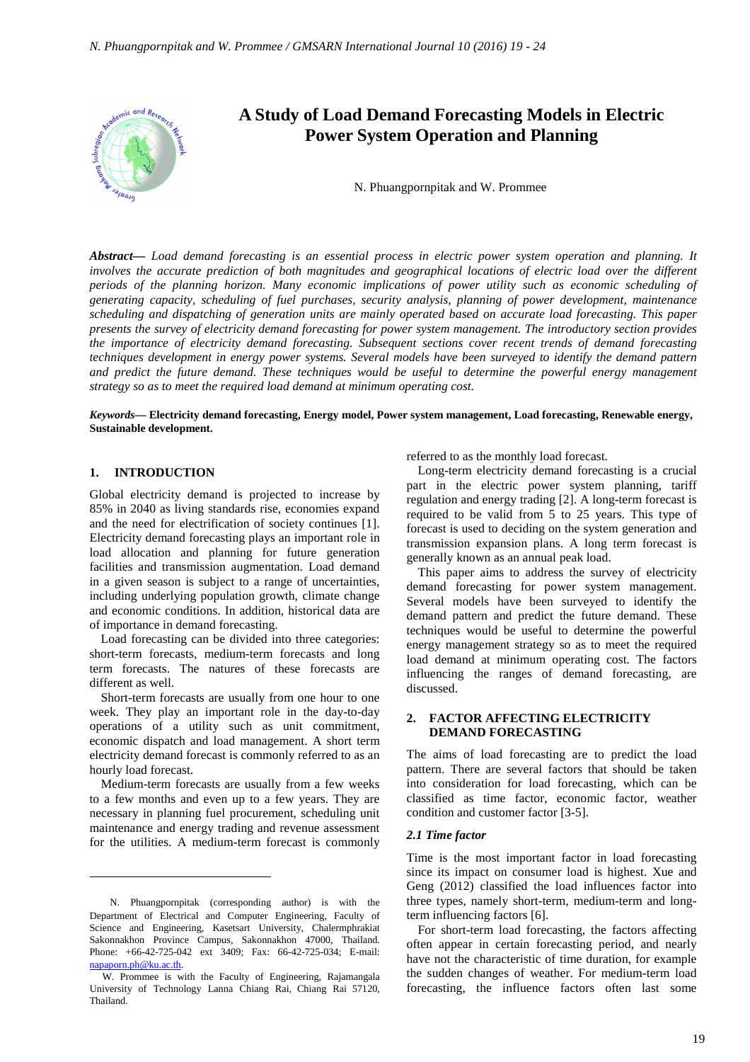# A Study of Load Demand Forecasting Models in Electric Power System Operation and Planning

N. Phuangpornpitak and W. Prommee

***Abstract***— *Load demand forecasting is an essential process in electric power system operation and planning. It involves the accurate prediction of both magnitudes and geographical locations of electric load over the different periods of the planning horizon. Many economic implications of power utility such as economic scheduling of generating capacity, scheduling of fuel purchases, security analysis, planning of power development, maintenance scheduling and dispatching of generation units are mainly operated based on accurate load forecasting. This paper presents the survey of electricity demand forecasting for power system management. The introductory section provides the importance of electricity demand forecasting. Subsequent sections cover recent trends of demand forecasting techniques development in energy power systems. Several models have been surveyed to identify the demand pattern and predict the future demand. These techniques would be useful to determine the powerful energy management strategy so as to meet the required load demand at minimum operating cost.*

***Keywords***— **Electricity demand forecasting, Energy model, Power system management, Load forecasting, Renewable energy, Sustainable development.**

## 1. INTRODUCTION

Global electricity demand is projected to increase by 85% in 2040 as living standards rise, economies expand and the need for electrification of society continues [1]. Electricity demand forecasting plays an important role in load allocation and planning for future generation facilities and transmission augmentation. Load demand in a given season is subject to a range of uncertainties, including underlying population growth, climate change and economic conditions. In addition, historical data are of importance in demand forecasting.

Load forecasting can be divided into three categories: short-term forecasts, medium-term forecasts and long term forecasts. The natures of these forecasts are different as well.

Short-term forecasts are usually from one hour to one week. They play an important role in the day-to-day operations of a utility such as unit commitment, economic dispatch and load management. A short term electricity demand forecast is commonly referred to as an hourly load forecast.

Medium-term forecasts are usually from a few weeks to a few months and even up to a few years. They are necessary in planning fuel procurement, scheduling unit maintenance and energy trading and revenue assessment for the utilities. A medium-term forecast is commonly referred to as the monthly load forecast.

Long-term electricity demand forecasting is a crucial part in the electric power system planning, tariff regulation and energy trading [2]. A long-term forecast is required to be valid from 5 to 25 years. This type of forecast is used to deciding on the system generation and transmission expansion plans. A long term forecast is generally known as an annual peak load.

This paper aims to address the survey of electricity demand forecasting for power system management. Several models have been surveyed to identify the demand pattern and predict the future demand. These techniques would be useful to determine the powerful energy management strategy so as to meet the required load demand at minimum operating cost. The factors influencing the ranges of demand forecasting, are discussed.

## 2. FACTOR AFFECTING ELECTRICITY DEMAND FORECASTING

The aims of load forecasting are to predict the load pattern. There are several factors that should be taken into consideration for load forecasting, which can be classified as time factor, economic factor, weather condition and customer factor [3-5].

### *2.1 Time factor*

Time is the most important factor in load forecasting since its impact on consumer load is highest. Xue and Geng (2012) classified the load influences factor into three types, namely short-term, medium-term and long-term influencing factors [6].

For short-term load forecasting, the factors affecting often appear in certain forecasting period, and nearly have not the characteristic of time duration, for example the sudden changes of weather. For medium-term load forecasting, the influence factors often last some

---

N. Phuangpornpitak (corresponding author) is with the Department of Electrical and Computer Engineering, Faculty of Science and Engineering, Kasetsart University, Chalermphrakiat Sakonnakhon Province Campus, Sakonnakhon 47000, Thailand. Phone: +66-42-725-042 ext 3409; Fax: 66-42-725-034; E-mail: napaporn.ph@ku.ac.th.

W. Prommee is with the Faculty of Engineering, Rajamangala University of Technology Lanna Chiang Rai, Chiang Rai 57120, Thailand.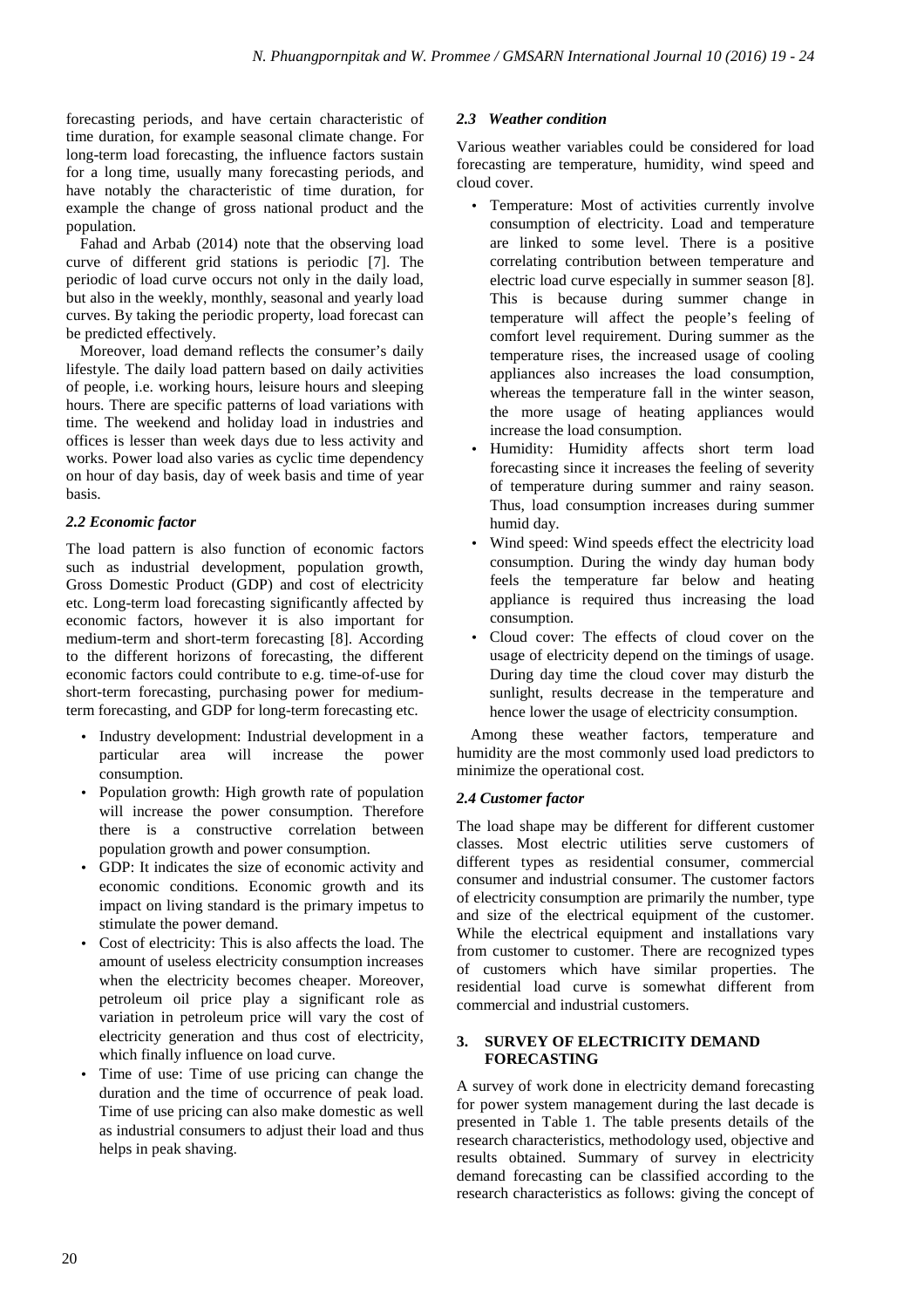forecasting periods, and have certain characteristic of time duration, for example seasonal climate change. For long-term load forecasting, the influence factors sustain for a long time, usually many forecasting periods, and have notably the characteristic of time duration, for example the change of gross national product and the population.

Fahad and Arbab (2014) note that the observing load curve of different grid stations is periodic [7]. The periodic of load curve occurs not only in the daily load, but also in the weekly, monthly, seasonal and yearly load curves. By taking the periodic property, load forecast can be predicted effectively.

Moreover, load demand reflects the consumer's daily lifestyle. The daily load pattern based on daily activities of people, i.e. working hours, leisure hours and sleeping hours. There are specific patterns of load variations with time. The weekend and holiday load in industries and offices is lesser than week days due to less activity and works. Power load also varies as cyclic time dependency on hour of day basis, day of week basis and time of year basis.

### *2.2 Economic factor*

The load pattern is also function of economic factors such as industrial development, population growth, Gross Domestic Product (GDP) and cost of electricity etc. Long-term load forecasting significantly affected by economic factors, however it is also important for medium-term and short-term forecasting [8]. According to the different horizons of forecasting, the different economic factors could contribute to e.g. time-of-use for short-term forecasting, purchasing power for medium-term forecasting, and GDP for long-term forecasting etc.

- Industry development: Industrial development in a particular area will increase the power consumption.
- Population growth: High growth rate of population will increase the power consumption. Therefore there is a constructive correlation between population growth and power consumption.
- GDP: It indicates the size of economic activity and economic conditions. Economic growth and its impact on living standard is the primary impetus to stimulate the power demand.
- Cost of electricity: This is also affects the load. The amount of useless electricity consumption increases when the electricity becomes cheaper. Moreover, petroleum oil price play a significant role as variation in petroleum price will vary the cost of electricity generation and thus cost of electricity, which finally influence on load curve.
- Time of use: Time of use pricing can change the duration and the time of occurrence of peak load. Time of use pricing can also make domestic as well as industrial consumers to adjust their load and thus helps in peak shaving.

### *2.3 Weather condition*

Various weather variables could be considered for load forecasting are temperature, humidity, wind speed and cloud cover.

- Temperature: Most of activities currently involve consumption of electricity. Load and temperature are linked to some level. There is a positive correlating contribution between temperature and electric load curve especially in summer season [8]. This is because during summer change in temperature will affect the people's feeling of comfort level requirement. During summer as the temperature rises, the increased usage of cooling appliances also increases the load consumption, whereas the temperature fall in the winter season, the more usage of heating appliances would increase the load consumption.
- Humidity: Humidity affects short term load forecasting since it increases the feeling of severity of temperature during summer and rainy season. Thus, load consumption increases during summer humid day.
- Wind speed: Wind speeds effect the electricity load consumption. During the windy day human body feels the temperature far below and heating appliance is required thus increasing the load consumption.
- Cloud cover: The effects of cloud cover on the usage of electricity depend on the timings of usage. During day time the cloud cover may disturb the sunlight, results decrease in the temperature and hence lower the usage of electricity consumption.

Among these weather factors, temperature and humidity are the most commonly used load predictors to minimize the operational cost.

### *2.4 Customer factor*

The load shape may be different for different customer classes. Most electric utilities serve customers of different types as residential consumer, commercial consumer and industrial consumer. The customer factors of electricity consumption are primarily the number, type and size of the electrical equipment of the customer. While the electrical equipment and installations vary from customer to customer. There are recognized types of customers which have similar properties. The residential load curve is somewhat different from commercial and industrial customers.

## 3. SURVEY OF ELECTRICITY DEMAND FORECASTING

A survey of work done in electricity demand forecasting for power system management during the last decade is presented in Table 1. The table presents details of the research characteristics, methodology used, objective and results obtained. Summary of survey in electricity demand forecasting can be classified according to the research characteristics as follows: giving the concept of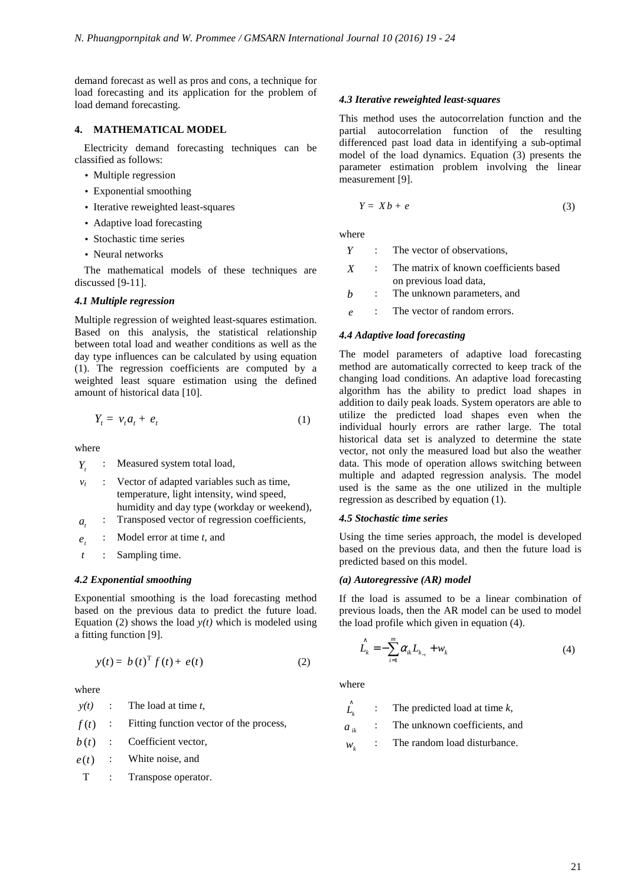demand forecast as well as pros and cons, a technique for load forecasting and its application for the problem of load demand forecasting.

## 4. MATHEMATICAL MODEL

Electricity demand forecasting techniques can be classified as follows:

- Multiple regression
- Exponential smoothing
- Iterative reweighted least-squares
- Adaptive load forecasting
- Stochastic time series
- Neural networks

The mathematical models of these techniques are discussed [9-11].

### *4.1 Multiple regression*

Multiple regression of weighted least-squares estimation. Based on this analysis, the statistical relationship between total load and weather conditions as well as the day type influences can be calculated by using equation (1). The regression coefficients are computed by a weighted least square estimation using the defined amount of historical data [10].

$$Y_t = v_t a_t + e_t \tag{1}$$

where

- $Y_t$ : Measured system total load,
- $v_t$ : Vector of adapted variables such as time, temperature, light intensity, wind speed, humidity and day type (workday or weekend),
- $a_t$ : Transposed vector of regression coefficients,
- $e_t$ : Model error at time *t*, and
- $t$ : Sampling time.

### *4.2 Exponential smoothing*

Exponential smoothing is the load forecasting method based on the previous data to predict the future load. Equation (2) shows the load *y(t)* which is modeled using a fitting function [9].

$$y(t) = b(t)^{\mathrm{T}} f(t) + e(t) \tag{2}$$

where

- $y(t)$ : The load at time *t*,
- $f(t)$ : Fitting function vector of the process,
- $b(t)$ : Coefficient vector,
- $e(t)$ : White noise, and
- T : Transpose operator.

### *4.3 Iterative reweighted least-squares*

This method uses the autocorrelation function and the partial autocorrelation function of the resulting differenced past load data in identifying a sub-optimal model of the load dynamics. Equation (3) presents the parameter estimation problem involving the linear measurement [9].

$$Y = Xb + e \tag{3}$$

where

- $Y$ : The vector of observations,
- $X$ : The matrix of known coefficients based on previous load data,
- $b$ : The unknown parameters, and
- $e$ : The vector of random errors.

### *4.4 Adaptive load forecasting*

The model parameters of adaptive load forecasting method are automatically corrected to keep track of the changing load conditions. An adaptive load forecasting algorithm has the ability to predict load shapes in addition to daily peak loads. System operators are able to utilize the predicted load shapes even when the individual hourly errors are rather large. The total historical data set is analyzed to determine the state vector, not only the measured load but also the weather data. This mode of operation allows switching between multiple and adapted regression analysis. The model used is the same as the one utilized in the multiple regression as described by equation (1).

### *4.5 Stochastic time series*

Using the time series approach, the model is developed based on the previous data, and then the future load is predicted based on this model.

#### *(a) Autoregressive (AR) model*

If the load is assumed to be a linear combination of previous loads, then the AR model can be used to model the load profile which given in equation (4).

$$\hat{L}_k = -\sum_{i=1}^{m} \alpha_{ik} L_{k-i} + w_k \tag{4}$$

where

- $\hat{L}_k$ : The predicted load at time *k*,
- $a_{ik}$ : The unknown coefficients, and
- $w_k$ : The random load disturbance.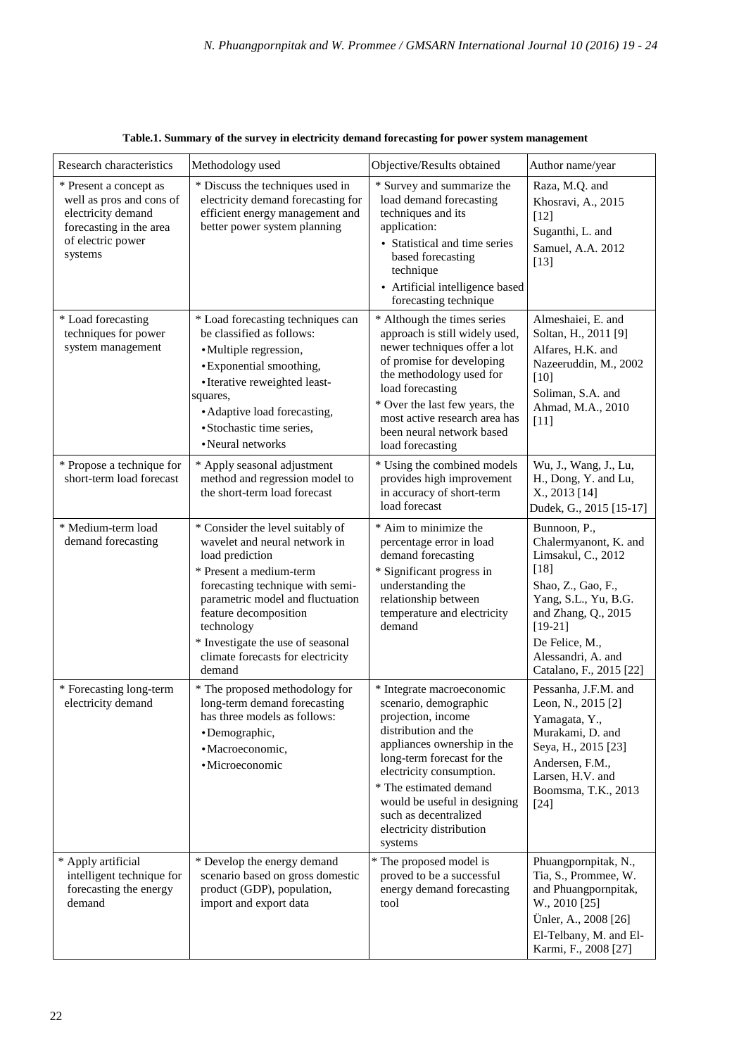**Table.1. Summary of the survey in electricity demand forecasting for power system management**

| Research characteristics | Methodology used | Objective/Results obtained | Author name/year |
|---|---|---|---|
| * Present a concept as well as pros and cons of electricity demand forecasting in the area of electric power systems | * Discuss the techniques used in electricity demand forecasting for efficient energy management and better power system planning | * Survey and summarize the load demand forecasting techniques and its application: <br>• Statistical and time series based forecasting technique <br>• Artificial intelligence based forecasting technique | Raza, M.Q. and Khosravi, A., 2015 [12] <br>Suganthi, L. and Samuel, A.A. 2012 [13] |
| * Load forecasting techniques for power system management | * Load forecasting techniques can be classified as follows: <br>• Multiple regression, <br>• Exponential smoothing, <br>• Iterative reweighted least-squares, <br>• Adaptive load forecasting, <br>• Stochastic time series, <br>• Neural networks | * Although the times series approach is still widely used, newer techniques offer a lot of promise for developing the methodology used for load forecasting <br>* Over the last few years, the most active research area has been neural network based load forecasting | Almeshaiei, E. and Soltan, H., 2011 [9] <br>Alfares, H.K. and Nazeeruddin, M., 2002 [10] <br>Soliman, S.A. and Ahmad, M.A., 2010 [11] |
| * Propose a technique for short-term load forecast | * Apply seasonal adjustment method and regression model to the short-term load forecast | * Using the combined models provides high improvement in accuracy of short-term load forecast | Wu, J., Wang, J., Lu, H., Dong, Y. and Lu, X., 2013 [14] <br>Dudek, G., 2015 [15-17] |
| * Medium-term load demand forecasting | * Consider the level suitably of wavelet and neural network in load prediction <br>* Present a medium-term forecasting technique with semi-parametric model and fluctuation feature decomposition technology <br>* Investigate the use of seasonal climate forecasts for electricity demand | * Aim to minimize the percentage error in load demand forecasting <br>* Significant progress in understanding the relationship between temperature and electricity demand | Bunnoon, P., Chalermyanont, K. and Limsakul, C., 2012 [18] <br>Shao, Z., Gao, F., Yang, S.L., Yu, B.G. and Zhang, Q., 2015 [19-21] <br>De Felice, M., Alessandri, A. and Catalano, F., 2015 [22] |
| * Forecasting long-term electricity demand | * The proposed methodology for long-term demand forecasting has three models as follows: <br>• Demographic, <br>• Macroeconomic, <br>• Microeconomic | * Integrate macroeconomic scenario, demographic projection, income distribution and the appliances ownership in the long-term forecast for the electricity consumption. <br>* The estimated demand would be useful in designing such as decentralized electricity distribution systems | Pessanha, J.F.M. and Leon, N., 2015 [2] <br>Yamagata, Y., Murakami, D. and Seya, H., 2015 [23] <br>Andersen, F.M., Larsen, H.V. and Boomsma, T.K., 2013 [24] |
| * Apply artificial intelligent technique for forecasting the energy demand | * Develop the energy demand scenario based on gross domestic product (GDP), population, import and export data | * The proposed model is proved to be a successful energy demand forecasting tool | Phuangpornpitak, N., Tia, S., Prommee, W. and Phuangpornpitak, W., 2010 [25] <br>Ünler, A., 2008 [26] <br>El-Telbany, M. and El-Karmi, F., 2008 [27] |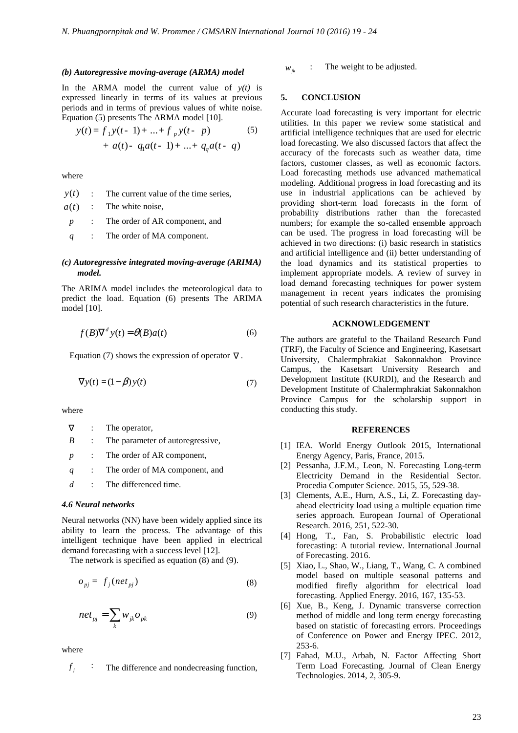### *(b) Autoregressive moving-average (ARMA) model*

In the ARMA model the current value of *y(t)* is expressed linearly in terms of its values at previous periods and in terms of previous values of white noise. Equation (5) presents The ARMA model [10].

$$y(t) = f_1 y(t-1) + ... + f_p y(t-p) + a(t) - q_1 a(t-1) + ... + q_q a(t-q) \quad (5)$$

where

- $y(t)$ : The current value of the time series,
- $a(t)$ : The white noise,
- $p$ : The order of AR component, and
- $q$ : The order of MA component.

### *(c) Autoregressive integrated moving-average (ARIMA) model.*

The ARIMA model includes the meteorological data to predict the load. Equation (6) presents The ARIMA model [10].

$$f(B)\nabla^d y(t) = \theta(B)a(t) \quad (6)$$

Equation (7) shows the expression of operator $\nabla$.

$$\nabla y(t) = (1-\beta)y(t) \quad (7)$$

where

- $\nabla$ : The operator,
- $B$ : The parameter of autoregressive,
- $p$ : The order of AR component,
- $q$ : The order of MA component, and
- $d$ : The differenced time.

### *4.6 Neural networks*

Neural networks (NN) have been widely applied since its ability to learn the process. The advantage of this intelligent technique have been applied in electrical demand forecasting with a success level [12].

The network is specified as equation (8) and (9).

$$o_{pj} = f_j(net_{pj}) \quad (8)$$

$$net_{pj} = \sum_k w_{jk} o_{pk} \quad (9)$$

where

- $f_j$ : The difference and nondecreasing function,
- $w_{jk}$ : The weight to be adjusted.

## 5. CONCLUSION

Accurate load forecasting is very important for electric utilities. In this paper we review some statistical and artificial intelligence techniques that are used for electric load forecasting. We also discussed factors that affect the accuracy of the forecasts such as weather data, time factors, customer classes, as well as economic factors. Load forecasting methods use advanced mathematical modeling. Additional progress in load forecasting and its use in industrial applications can be achieved by providing short-term load forecasts in the form of probability distributions rather than the forecasted numbers; for example the so-called ensemble approach can be used. The progress in load forecasting will be achieved in two directions: (i) basic research in statistics and artificial intelligence and (ii) better understanding of the load dynamics and its statistical properties to implement appropriate models. A review of survey in load demand forecasting techniques for power system management in recent years indicates the promising potential of such research characteristics in the future.

## ACKNOWLEDGEMENT

The authors are grateful to the Thailand Research Fund (TRF), the Faculty of Science and Engineering, Kasetsart University, Chalermphrakiat Sakonnakhon Province Campus, the Kasetsart University Research and Development Institute (KURDI), and the Research and Development Institute of Chalermphrakiat Sakonnakhon Province Campus for the scholarship support in conducting this study.

## REFERENCES

[1] IEA. World Energy Outlook 2015, International Energy Agency, Paris, France, 2015.

[2] Pessanha, J.F.M., Leon, N. Forecasting Long-term Electricity Demand in the Residential Sector. Procedia Computer Science. 2015, 55, 529-38.

[3] Clements, A.E., Hurn, A.S., Li, Z. Forecasting day-ahead electricity load using a multiple equation time series approach. European Journal of Operational Research. 2016, 251, 522-30.

[4] Hong, T., Fan, S. Probabilistic electric load forecasting: A tutorial review. International Journal of Forecasting. 2016.

[5] Xiao, L., Shao, W., Liang, T., Wang, C. A combined model based on multiple seasonal patterns and modified firefly algorithm for electrical load forecasting. Applied Energy. 2016, 167, 135-53.

[6] Xue, B., Keng, J. Dynamic transverse correction method of middle and long term energy forecasting based on statistic of forecasting errors. Proceedings of Conference on Power and Energy IPEC. 2012, 253-6.

[7] Fahad, M.U., Arbab, N. Factor Affecting Short Term Load Forecasting. Journal of Clean Energy Technologies. 2014, 2, 305-9.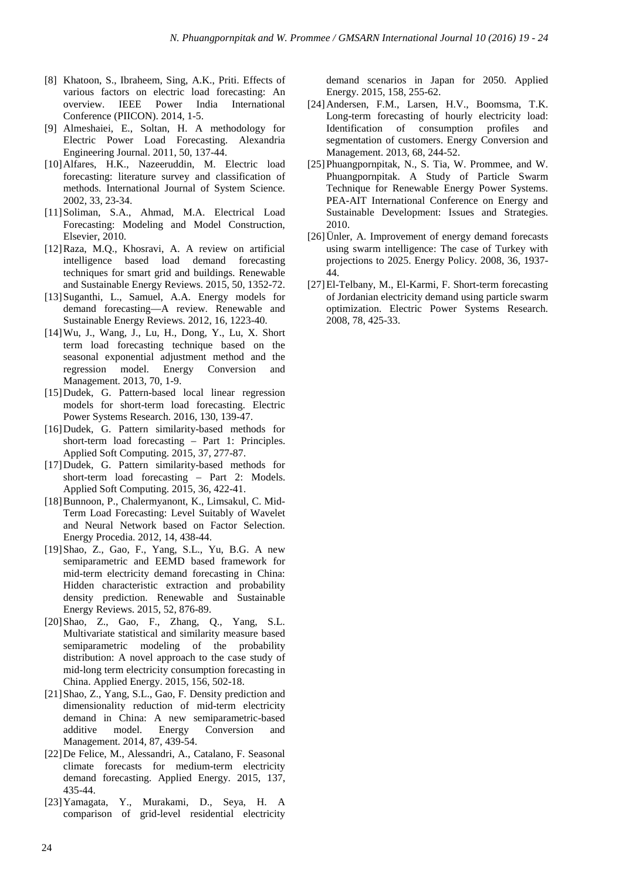[8] Khatoon, S., Ibraheem, Sing, A.K., Priti. Effects of various factors on electric load forecasting: An overview. IEEE Power India International Conference (PIICON). 2014, 1-5.

[9] Almeshaiei, E., Soltan, H. A methodology for Electric Power Load Forecasting. Alexandria Engineering Journal. 2011, 50, 137-44.

[10] Alfares, H.K., Nazeeruddin, M. Electric load forecasting: literature survey and classification of methods. International Journal of System Science. 2002, 33, 23-34.

[11] Soliman, S.A., Ahmad, M.A. Electrical Load Forecasting: Modeling and Model Construction, Elsevier, 2010.

[12] Raza, M.Q., Khosravi, A. A review on artificial intelligence based load demand forecasting techniques for smart grid and buildings. Renewable and Sustainable Energy Reviews. 2015, 50, 1352-72.

[13] Suganthi, L., Samuel, A.A. Energy models for demand forecasting—A review. Renewable and Sustainable Energy Reviews. 2012, 16, 1223-40.

[14] Wu, J., Wang, J., Lu, H., Dong, Y., Lu, X. Short term load forecasting technique based on the seasonal exponential adjustment method and the regression model. Energy Conversion and Management. 2013, 70, 1-9.

[15] Dudek, G. Pattern-based local linear regression models for short-term load forecasting. Electric Power Systems Research. 2016, 130, 139-47.

[16] Dudek, G. Pattern similarity-based methods for short-term load forecasting – Part 1: Principles. Applied Soft Computing. 2015, 37, 277-87.

[17] Dudek, G. Pattern similarity-based methods for short-term load forecasting – Part 2: Models. Applied Soft Computing. 2015, 36, 422-41.

[18] Bunnoon, P., Chalermyanont, K., Limsakul, C. Mid-Term Load Forecasting: Level Suitably of Wavelet and Neural Network based on Factor Selection. Energy Procedia. 2012, 14, 438-44.

[19] Shao, Z., Gao, F., Yang, S.L., Yu, B.G. A new semiparametric and EEMD based framework for mid-term electricity demand forecasting in China: Hidden characteristic extraction and probability density prediction. Renewable and Sustainable Energy Reviews. 2015, 52, 876-89.

[20] Shao, Z., Gao, F., Zhang, Q., Yang, S.L. Multivariate statistical and similarity measure based semiparametric modeling of the probability distribution: A novel approach to the case study of mid-long term electricity consumption forecasting in China. Applied Energy. 2015, 156, 502-18.

[21] Shao, Z., Yang, S.L., Gao, F. Density prediction and dimensionality reduction of mid-term electricity demand in China: A new semiparametric-based additive model. Energy Conversion and Management. 2014, 87, 439-54.

[22] De Felice, M., Alessandri, A., Catalano, F. Seasonal climate forecasts for medium-term electricity demand forecasting. Applied Energy. 2015, 137, 435-44.

[23] Yamagata, Y., Murakami, D., Seya, H. A comparison of grid-level residential electricity demand scenarios in Japan for 2050. Applied Energy. 2015, 158, 255-62.

[24] Andersen, F.M., Larsen, H.V., Boomsma, T.K. Long-term forecasting of hourly electricity load: Identification of consumption profiles and segmentation of customers. Energy Conversion and Management. 2013, 68, 244-52.

[25] Phuangpornpitak, N., S. Tia, W. Prommee, and W. Phuangpornpitak. A Study of Particle Swarm Technique for Renewable Energy Power Systems. PEA-AIT International Conference on Energy and Sustainable Development: Issues and Strategies. 2010.

[26] Ünler, A. Improvement of energy demand forecasts using swarm intelligence: The case of Turkey with projections to 2025. Energy Policy. 2008, 36, 1937-44.

[27] El-Telbany, M., El-Karmi, F. Short-term forecasting of Jordanian electricity demand using particle swarm optimization. Electric Power Systems Research. 2008, 78, 425-33.